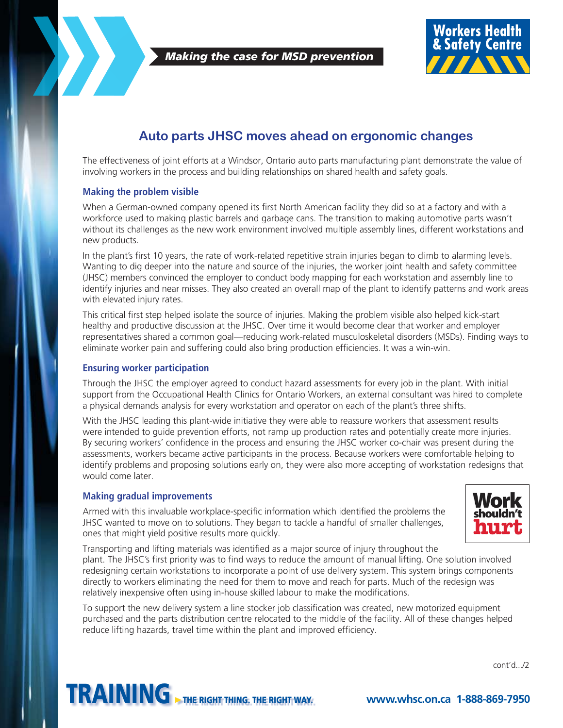*Making the case for MSD prevention*

# Auto parts JHSC moves ahead on ergonomic changes

The effectiveness of joint efforts at a Windsor, Ontario auto parts manufacturing plant demonstrate the value of involving workers in the process and building relationships on shared health and safety goals.

## Making the problem visible

When a German-owned company opened its first North American facility they did so at a factory and with a workforce used to making plastic barrels and garbage cans. The transition to making automotive parts wasn't without its challenges as the new work environment involved multiple assembly lines, different workstations and new products.

In the plant's first 10 years, the rate of work-related repetitive strain injuries began to climb to alarming levels. Wanting to dig deeper into the nature and source of the injuries, the worker joint health and safety committee (JHSC) members convinced the employer to conduct body mapping for each workstation and assembly line to identify injuries and near misses. They also created an overall map of the plant to identify patterns and work areas with elevated injury rates.

This critical first step helped isolate the source of injuries. Making the problem visible also helped kick-start healthy and productive discussion at the JHSC. Over time it would become clear that worker and employer representatives shared a common goal—reducing work-related musculoskeletal disorders (MSDs). Finding ways to eliminate worker pain and suffering could also bring production efficiencies. It was a win-win.

## Ensuring worker participation

Through the JHSC the employer agreed to conduct hazard assessments for every job in the plant. With initial support from the Occupational Health Clinics for Ontario Workers, an external consultant was hired to complete a physical demands analysis for every workstation and operator on each of the plant's three shifts.

With the JHSC leading this plant-wide initiative they were able to reassure workers that assessment results were intended to guide prevention efforts, not ramp up production rates and potentially create more injuries. By securing workers' confidence in the process and ensuring the JHSC worker co-chair was present during the assessments, workers became active participants in the process. Because workers were comfortable helping to identify problems and proposing solutions early on, they were also more accepting of workstation redesigns that would come later.

## Making gradual improvements

Armed with this invaluable workplace-specific information which identified the problems the JHSC wanted to move on to solutions. They began to tackle a handful of smaller challenges, ones that might yield positive results more quickly.

Transporting and lifting materials was identified as a major source of injury throughout the plant. The JHSC's first priority was to find ways to reduce the amount of manual lifting. One solution involved redesigning certain workstations to incorporate a point of use delivery system. This system brings components directly to workers eliminating the need for them to move and reach for parts. Much of the redesign was relatively inexpensive often using in-house skilled labour to make the modifications.

To support the new delivery system a line stocker job classification was created, new motorized equipment purchased and the parts distribution centre relocated to the middle of the facility. All of these changes helped reduce lifting hazards, travel time within the plant and improved efficiency.

cont'd.../2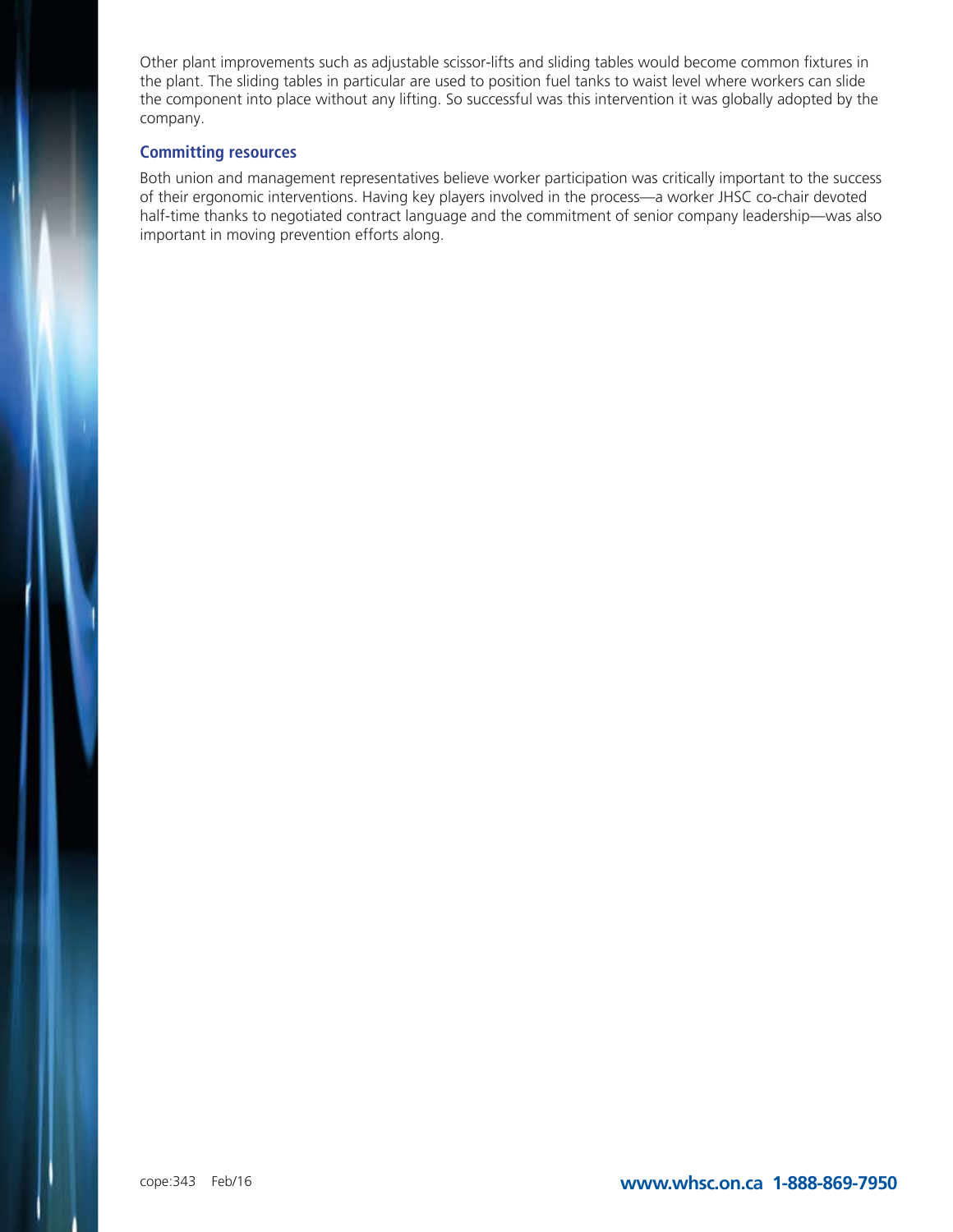Other plant improvements such as adjustable scissor-lifts and sliding tables would become common fixtures in the plant. The sliding tables in particular are used to position fuel tanks to waist level where workers can slide the component into place without any lifting. So successful was this intervention it was globally adopted by the company.

### Committing resources

Both union and management representatives believe worker participation was critically important to the success of their ergonomic interventions. Having key players involved in the process—a worker JHSC co-chair devoted half-time thanks to negotiated contract language and the commitment of senior company leadership—was also important in moving prevention efforts along.

cope:343 Feb/16

**www.whsc.on.ca 1-888-869-7950**